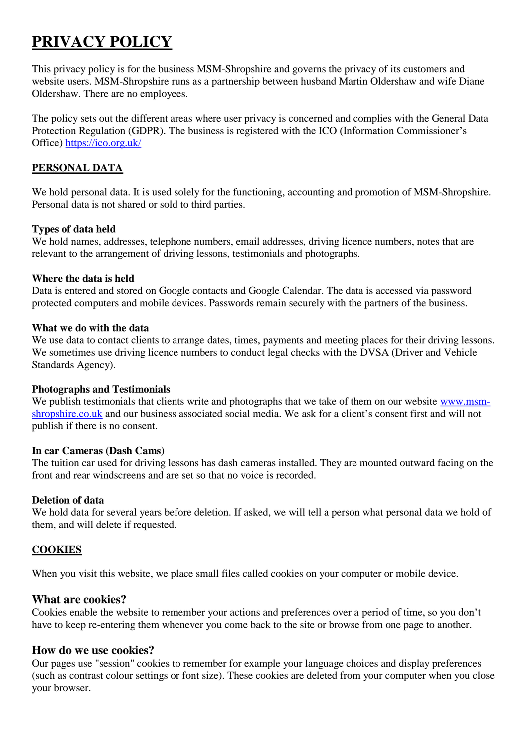# PRIVACY POLICY

This privacy policy is for the business MSM-Shropshire and governs the privacy of its customers and website users. MSM-Shropshire runs as a partnership between husband Martin Oldershaw and wife Diane Oldershaw. There are no employees.

The policy sets out the different areas where user privacy is concerned and complies with the General Data Protection Regulation (GDPR). The business is registered with the ICO (Information Commissioner's Office) https://ico.org.uk/

## PERSONAL DATA

We hold personal data. It is used solely for the functioning, accounting and promotion of MSM-Shropshire. Personal data is not shared or sold to third parties.

**Types of data held**
We hold names, addresses, telephone numbers, email addresses, driving licence numbers, notes that are relevant to the arrangement of driving lessons, testimonials and photographs.

**Where the data is held**
Data is entered and stored on Google contacts and Google Calendar. The data is accessed via password protected computers and mobile devices. Passwords remain securely with the partners of the business.

**What we do with the data**
We use data to contact clients to arrange dates, times, payments and meeting places for their driving lessons. We sometimes use driving licence numbers to conduct legal checks with the DVSA (Driver and Vehicle Standards Agency).

**Photographs and Testimonials**
We publish testimonials that clients write and photographs that we take of them on our website www.msm-shropshire.co.uk and our business associated social media. We ask for a client's consent first and will not publish if there is no consent.

**In car Cameras (Dash Cams)**
The tuition car used for driving lessons has dash cameras installed. They are mounted outward facing on the front and rear windscreens and are set so that no voice is recorded.

**Deletion of data**
We hold data for several years before deletion. If asked, we will tell a person what personal data we hold of them, and will delete if requested.

## COOKIES

When you visit this website, we place small files called cookies on your computer or mobile device.

### What are cookies?

Cookies enable the website to remember your actions and preferences over a period of time, so you don't have to keep re-entering them whenever you come back to the site or browse from one page to another.

### How do we use cookies?

Our pages use "session" cookies to remember for example your language choices and display preferences (such as contrast colour settings or font size). These cookies are deleted from your computer when you close your browser.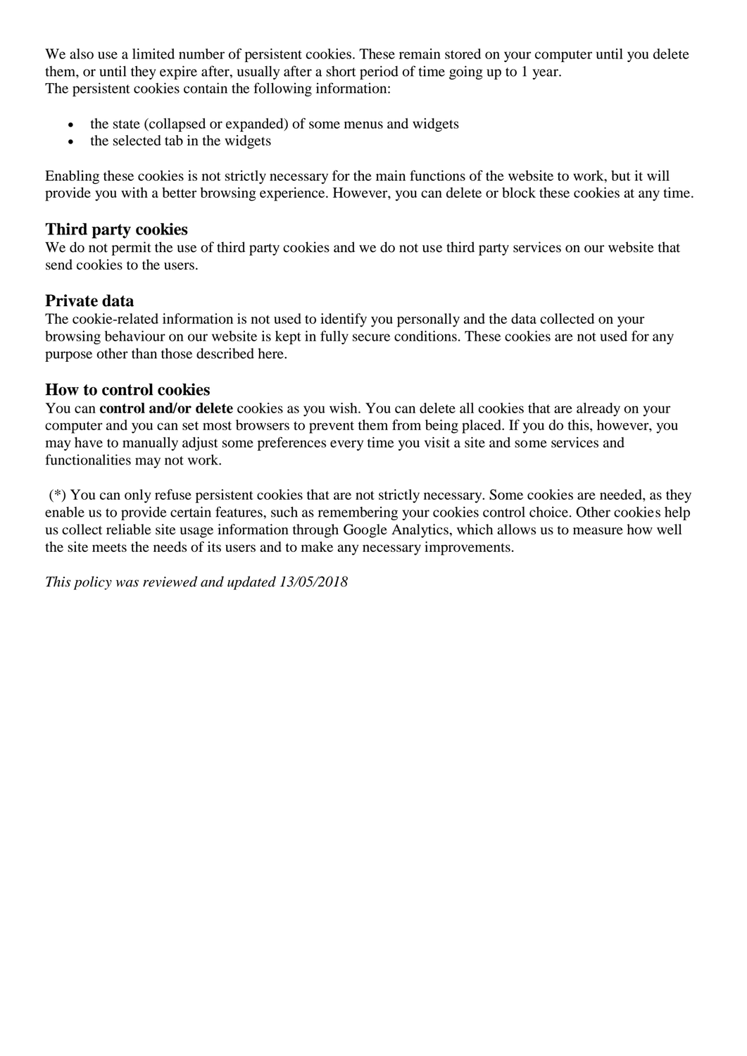We also use a limited number of persistent cookies. These remain stored on your computer until you delete them, or until they expire after, usually after a short period of time going up to 1 year.
The persistent cookies contain the following information:

- the state (collapsed or expanded) of some menus and widgets
- the selected tab in the widgets

Enabling these cookies is not strictly necessary for the main functions of the website to work, but it will provide you with a better browsing experience. However, you can delete or block these cookies at any time.

### Third party cookies

We do not permit the use of third party cookies and we do not use third party services on our website that send cookies to the users.

### Private data

The cookie-related information is not used to identify you personally and the data collected on your browsing behaviour on our website is kept in fully secure conditions. These cookies are not used for any purpose other than those described here.

### How to control cookies

You can **control and/or delete** cookies as you wish. You can delete all cookies that are already on your computer and you can set most browsers to prevent them from being placed. If you do this, however, you may have to manually adjust some preferences every time you visit a site and some services and functionalities may not work.

(*) You can only refuse persistent cookies that are not strictly necessary. Some cookies are needed, as they enable us to provide certain features, such as remembering your cookies control choice. Other cookies help us collect reliable site usage information through Google Analytics, which allows us to measure how well the site meets the needs of its users and to make any necessary improvements.

*This policy was reviewed and updated 13/05/2018*